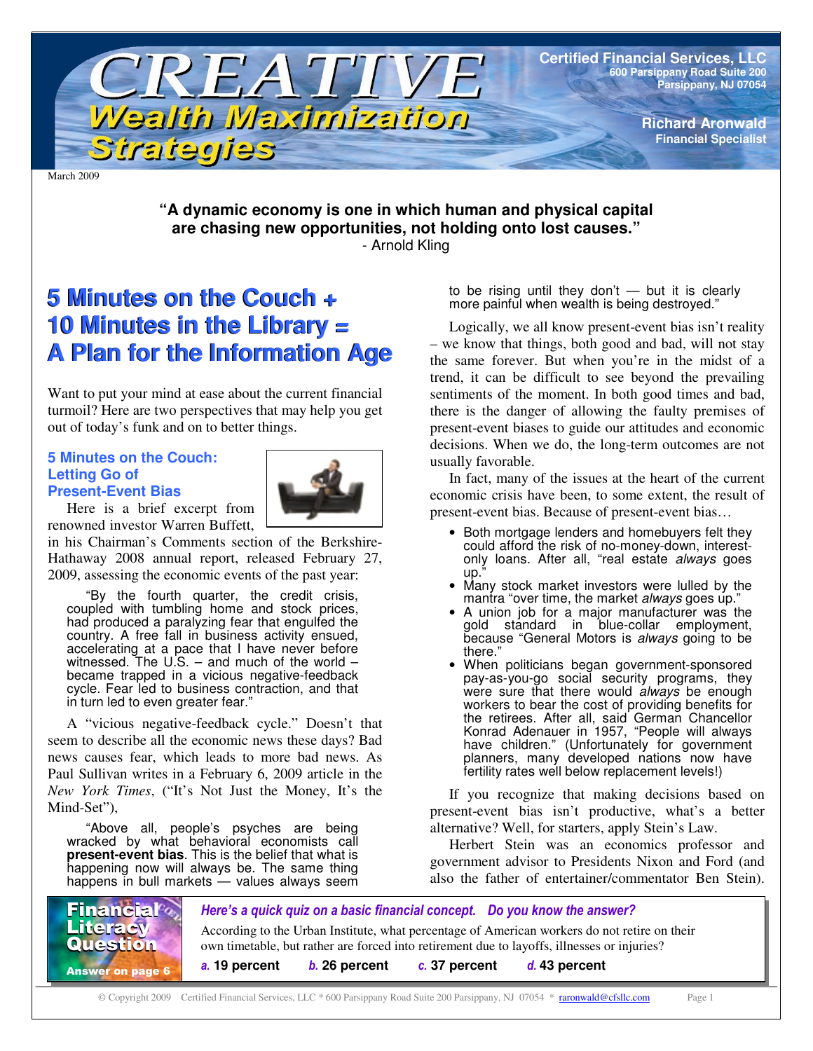# CREATIVE Wealth Maximization Strategies

**Certified Financial Services, LLC**
600 Parsippany Road Suite 200
Parsippany, NJ 07054

**Richard Aronwald**
Financial Specialist

March 2009

> **"A dynamic economy is one in which human and physical capital are chasing new opportunities, not holding onto lost causes."**
> - Arnold Kling

## 5 Minutes on the Couch + 10 Minutes in the Library = A Plan for the Information Age

Want to put your mind at ease about the current financial turmoil? Here are two perspectives that may help you get out of today's funk and on to better things.

### 5 Minutes on the Couch: Letting Go of Present-Event Bias

Here is a brief excerpt from renowned investor Warren Buffett, in his Chairman's Comments section of the Berkshire-Hathaway 2008 annual report, released February 27, 2009, assessing the economic events of the past year:

> "By the fourth quarter, the credit crisis, coupled with tumbling home and stock prices, had produced a paralyzing fear that engulfed the country. A free fall in business activity ensued, accelerating at a pace that I have never before witnessed. The U.S. – and much of the world – became trapped in a vicious negative-feedback cycle. Fear led to business contraction, and that in turn led to even greater fear."

A "vicious negative-feedback cycle." Doesn't that seem to describe all the economic news these days? Bad news causes fear, which leads to more bad news. As Paul Sullivan writes in a February 6, 2009 article in the *New York Times*, ("It's Not Just the Money, It's the Mind-Set"),

> "Above all, people's psyches are being wracked by what behavioral economists call **present-event bias**. This is the belief that what is happening now will always be. The same thing happens in bull markets — values always seem to be rising until they don't — but it is clearly more painful when wealth is being destroyed."

Logically, we all know present-event bias isn't reality – we know that things, both good and bad, will not stay the same forever. But when you're in the midst of a trend, it can be difficult to see beyond the prevailing sentiments of the moment. In both good times and bad, there is the danger of allowing the faulty premises of present-event biases to guide our attitudes and economic decisions. When we do, the long-term outcomes are not usually favorable.

In fact, many of the issues at the heart of the current economic crisis have been, to some extent, the result of present-event bias. Because of present-event bias…

- Both mortgage lenders and homebuyers felt they could afford the risk of no-money-down, interest-only loans. After all, "real estate *always* goes up."
- Many stock market investors were lulled by the mantra "over time, the market *always* goes up."
- A union job for a major manufacturer was the gold standard in blue-collar employment, because "General Motors is *always* going to be there."
- When politicians began government-sponsored pay-as-you-go social security programs, they were sure that there would *always* be enough workers to bear the cost of providing benefits for the retirees. After all, said German Chancellor Konrad Adenauer in 1957, "People will always have children." (Unfortunately for government planners, many developed nations now have fertility rates well below replacement levels!)

If you recognize that making decisions based on present-event bias isn't productive, what's a better alternative? Well, for starters, apply Stein's Law.

Herbert Stein was an economics professor and government advisor to Presidents Nixon and Ford (and also the father of entertainer/commentator Ben Stein).

---

**Financial Literacy Question** (Answer on page 6)

***Here's a quick quiz on a basic financial concept. Do you know the answer?***

According to the Urban Institute, what percentage of American workers do not retire on their own timetable, but rather are forced into retirement due to layoffs, illnesses or injuries?

*a.* **19 percent** *b.* **26 percent** *c.* **37 percent** *d.* **43 percent**

© Copyright 2009 Certified Financial Services, LLC * 600 Parsippany Road Suite 200 Parsippany, NJ 07054 * raronwald@cfsllc.com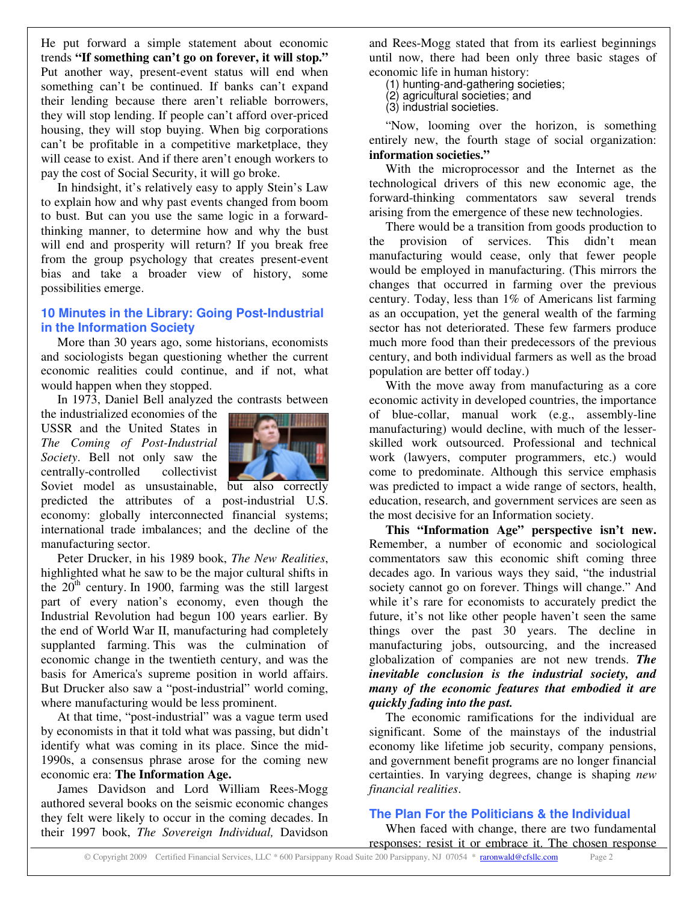He put forward a simple statement about economic trends **"If something can't go on forever, it will stop."** Put another way, present-event status will end when something can't be continued. If banks can't expand their lending because there aren't reliable borrowers, they will stop lending. If people can't afford over-priced housing, they will stop buying. When big corporations can't be profitable in a competitive marketplace, they will cease to exist. And if there aren't enough workers to pay the cost of Social Security, it will go broke.

In hindsight, it's relatively easy to apply Stein's Law to explain how and why past events changed from boom to bust. But can you use the same logic in a forward-thinking manner, to determine how and why the bust will end and prosperity will return? If you break free from the group psychology that creates present-event bias and take a broader view of history, some possibilities emerge.

## 10 Minutes in the Library: Going Post-Industrial in the Information Society

More than 30 years ago, some historians, economists and sociologists began questioning whether the current economic realities could continue, and if not, what would happen when they stopped.

In 1973, Daniel Bell analyzed the contrasts between the industrialized economies of the USSR and the United States in *The Coming of Post-Industrial Society*. Bell not only saw the centrally-controlled collectivist Soviet model as unsustainable, but also correctly predicted the attributes of a post-industrial U.S. economy: globally interconnected financial systems; international trade imbalances; and the decline of the manufacturing sector.

Peter Drucker, in his 1989 book, *The New Realities*, highlighted what he saw to be the major cultural shifts in the 20th century. In 1900, farming was the still largest part of every nation's economy, even though the Industrial Revolution had begun 100 years earlier. By the end of World War II, manufacturing had completely supplanted farming. This was the culmination of economic change in the twentieth century, and was the basis for America's supreme position in world affairs. But Drucker also saw a "post-industrial" world coming, where manufacturing would be less prominent.

At that time, "post-industrial" was a vague term used by economists in that it told what was passing, but didn't identify what was coming in its place. Since the mid-1990s, a consensus phrase arose for the coming new economic era: **The Information Age.**

James Davidson and Lord William Rees-Mogg authored several books on the seismic economic changes they felt were likely to occur in the coming decades. In their 1997 book, *The Sovereign Individual,* Davidson and Rees-Mogg stated that from its earliest beginnings until now, there had been only three basic stages of economic life in human history:

(1) hunting-and-gathering societies;
(2) agricultural societies; and
(3) industrial societies.

"Now, looming over the horizon, is something entirely new, the fourth stage of social organization: **information societies."**

With the microprocessor and the Internet as the technological drivers of this new economic age, the forward-thinking commentators saw several trends arising from the emergence of these new technologies.

There would be a transition from goods production to the provision of services. This didn't mean manufacturing would cease, only that fewer people would be employed in manufacturing. (This mirrors the changes that occurred in farming over the previous century. Today, less than 1% of Americans list farming as an occupation, yet the general wealth of the farming sector has not deteriorated. These few farmers produce much more food than their predecessors of the previous century, and both individual farmers as well as the broad population are better off today.)

With the move away from manufacturing as a core economic activity in developed countries, the importance of blue-collar, manual work (e.g., assembly-line manufacturing) would decline, with much of the lesser-skilled work outsourced. Professional and technical work (lawyers, computer programmers, etc.) would come to predominate. Although this service emphasis was predicted to impact a wide range of sectors, health, education, research, and government services are seen as the most decisive for an Information society.

**This "Information Age" perspective isn't new.** Remember, a number of economic and sociological commentators saw this economic shift coming three decades ago. In various ways they said, "the industrial society cannot go on forever. Things will change." And while it's rare for economists to accurately predict the future, it's not like other people haven't seen the same things over the past 30 years. The decline in manufacturing jobs, outsourcing, and the increased globalization of companies are not new trends. ***The inevitable conclusion is the industrial society, and many of the economic features that embodied it are quickly fading into the past.***

The economic ramifications for the individual are significant. Some of the mainstays of the industrial economy like lifetime job security, company pensions, and government benefit programs are no longer financial certainties. In varying degrees, change is shaping *new financial realities*.

## The Plan For the Politicians & the Individual

When faced with change, there are two fundamental responses: resist it or embrace it. The chosen response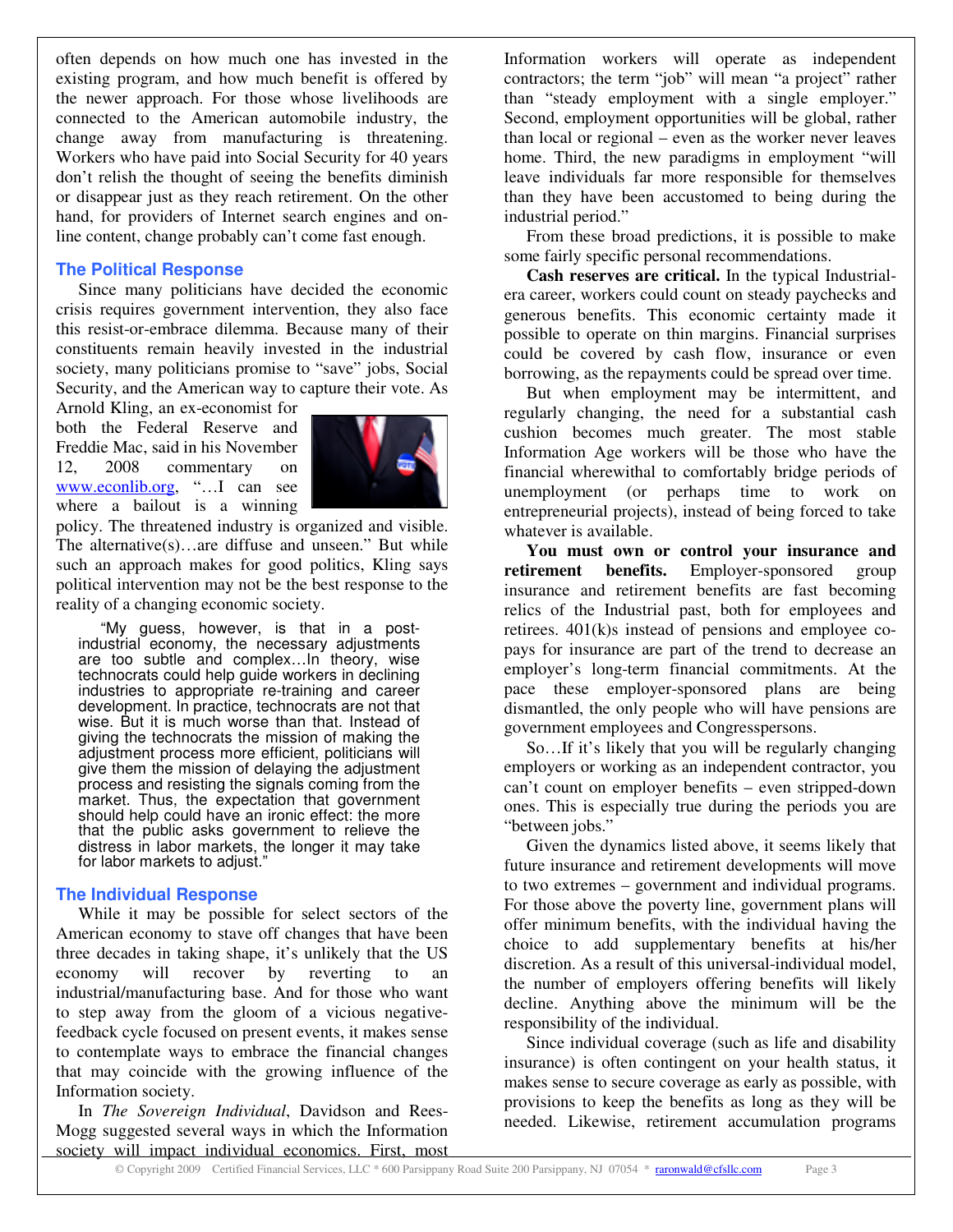often depends on how much one has invested in the existing program, and how much benefit is offered by the newer approach. For those whose livelihoods are connected to the American automobile industry, the change away from manufacturing is threatening. Workers who have paid into Social Security for 40 years don't relish the thought of seeing the benefits diminish or disappear just as they reach retirement. On the other hand, for providers of Internet search engines and on-line content, change probably can't come fast enough.

## The Political Response

Since many politicians have decided the economic crisis requires government intervention, they also face this resist-or-embrace dilemma. Because many of their constituents remain heavily invested in the industrial society, many politicians promise to "save" jobs, Social Security, and the American way to capture their vote. As Arnold Kling, an ex-economist for both the Federal Reserve and Freddie Mac, said in his November 12, 2008 commentary on www.econlib.org, "…I can see where a bailout is a winning policy. The threatened industry is organized and visible. The alternative(s)…are diffuse and unseen." But while such an approach makes for good politics, Kling says political intervention may not be the best response to the reality of a changing economic society.

> "My guess, however, is that in a post-industrial economy, the necessary adjustments are too subtle and complex…In theory, wise technocrats could help guide workers in declining industries to appropriate re-training and career development. In practice, technocrats are not that wise. But it is much worse than that. Instead of giving the technocrats the mission of making the adjustment process more efficient, politicians will give them the mission of delaying the adjustment process and resisting the signals coming from the market. Thus, the expectation that government should help could have an ironic effect: the more that the public asks government to relieve the distress in labor markets, the longer it may take for labor markets to adjust."

## The Individual Response

While it may be possible for select sectors of the American economy to stave off changes that have been three decades in taking shape, it's unlikely that the US economy will recover by reverting to an industrial/manufacturing base. And for those who want to step away from the gloom of a vicious negative-feedback cycle focused on present events, it makes sense to contemplate ways to embrace the financial changes that may coincide with the growing influence of the Information society.

In *The Sovereign Individual*, Davidson and Rees-Mogg suggested several ways in which the Information society will impact individual economics. First, most Information workers will operate as independent contractors; the term "job" will mean "a project" rather than "steady employment with a single employer." Second, employment opportunities will be global, rather than local or regional – even as the worker never leaves home. Third, the new paradigms in employment "will leave individuals far more responsible for themselves than they have been accustomed to being during the industrial period."

From these broad predictions, it is possible to make some fairly specific personal recommendations.

**Cash reserves are critical.** In the typical Industrial-era career, workers could count on steady paychecks and generous benefits. This economic certainty made it possible to operate on thin margins. Financial surprises could be covered by cash flow, insurance or even borrowing, as the repayments could be spread over time.

But when employment may be intermittent, and regularly changing, the need for a substantial cash cushion becomes much greater. The most stable Information Age workers will be those who have the financial wherewithal to comfortably bridge periods of unemployment (or perhaps time to work on entrepreneurial projects), instead of being forced to take whatever is available.

**You must own or control your insurance and retirement benefits.** Employer-sponsored group insurance and retirement benefits are fast becoming relics of the Industrial past, both for employees and retirees. 401(k)s instead of pensions and employee co-pays for insurance are part of the trend to decrease an employer's long-term financial commitments. At the pace these employer-sponsored plans are being dismantled, the only people who will have pensions are government employees and Congresspersons.

So…If it's likely that you will be regularly changing employers or working as an independent contractor, you can't count on employer benefits – even stripped-down ones. This is especially true during the periods you are "between jobs."

Given the dynamics listed above, it seems likely that future insurance and retirement developments will move to two extremes – government and individual programs. For those above the poverty line, government plans will offer minimum benefits, with the individual having the choice to add supplementary benefits at his/her discretion. As a result of this universal-individual model, the number of employers offering benefits will likely decline. Anything above the minimum will be the responsibility of the individual.

Since individual coverage (such as life and disability insurance) is often contingent on your health status, it makes sense to secure coverage as early as possible, with provisions to keep the benefits as long as they will be needed. Likewise, retirement accumulation programs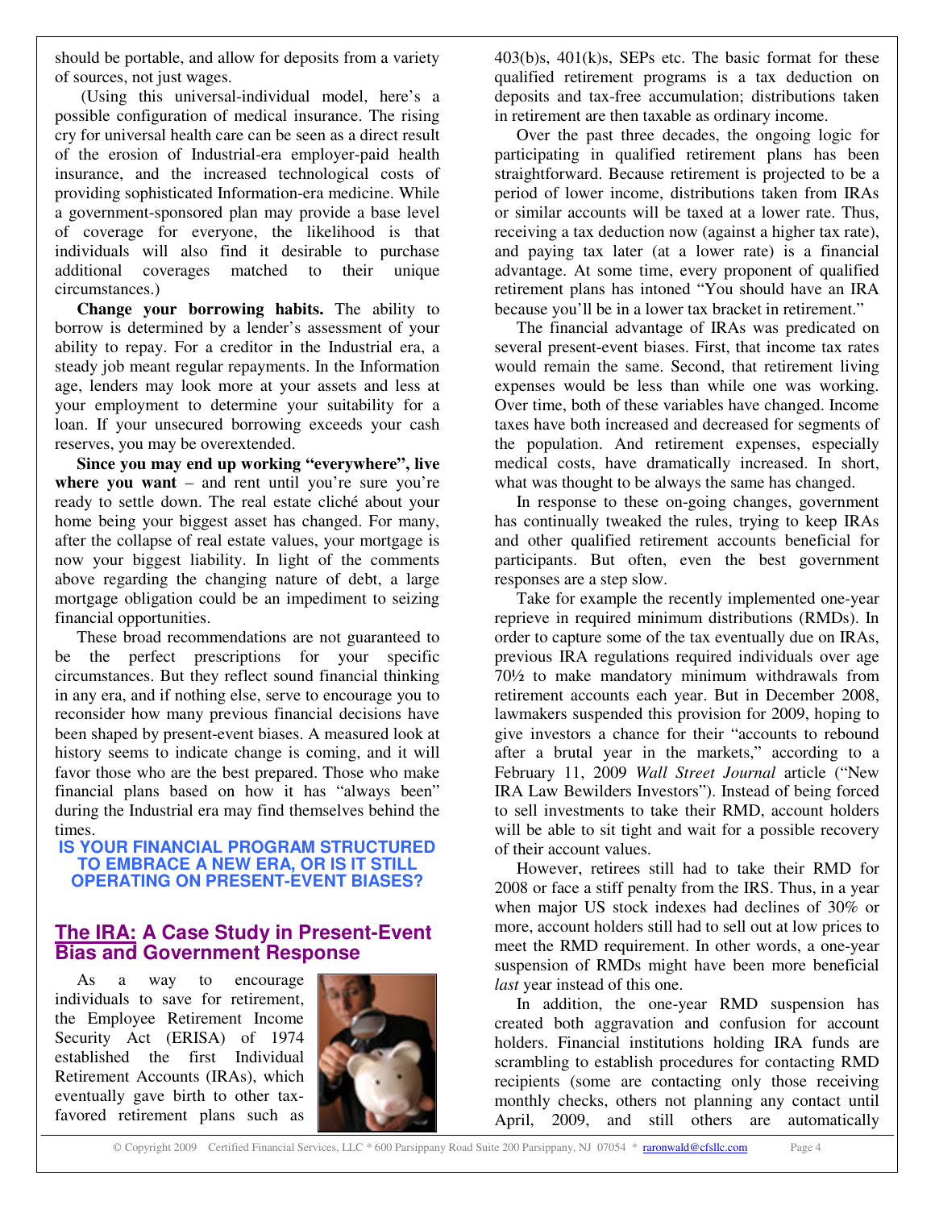should be portable, and allow for deposits from a variety of sources, not just wages.

(Using this universal-individual model, here's a possible configuration of medical insurance. The rising cry for universal health care can be seen as a direct result of the erosion of Industrial-era employer-paid health insurance, and the increased technological costs of providing sophisticated Information-era medicine. While a government-sponsored plan may provide a base level of coverage for everyone, the likelihood is that individuals will also find it desirable to purchase additional coverages matched to their unique circumstances.)

**Change your borrowing habits.** The ability to borrow is determined by a lender's assessment of your ability to repay. For a creditor in the Industrial era, a steady job meant regular repayments. In the Information age, lenders may look more at your assets and less at your employment to determine your suitability for a loan. If your unsecured borrowing exceeds your cash reserves, you may be overextended.

**Since you may end up working "everywhere", live where you want** – and rent until you're sure you're ready to settle down. The real estate cliché about your home being your biggest asset has changed. For many, after the collapse of real estate values, your mortgage is now your biggest liability. In light of the comments above regarding the changing nature of debt, a large mortgage obligation could be an impediment to seizing financial opportunities.

These broad recommendations are not guaranteed to be the perfect prescriptions for your specific circumstances. But they reflect sound financial thinking in any era, and if nothing else, serve to encourage you to reconsider how many previous financial decisions have been shaped by present-event biases. A measured look at history seems to indicate change is coming, and it will favor those who are the best prepared. Those who make financial plans based on how it has "always been" during the Industrial era may find themselves behind the times.

**IS YOUR FINANCIAL PROGRAM STRUCTURED TO EMBRACE A NEW ERA, OR IS IT STILL OPERATING ON PRESENT-EVENT BIASES?**

## The IRA: A Case Study in Present-Event Bias and Government Response

As a way to encourage individuals to save for retirement, the Employee Retirement Income Security Act (ERISA) of 1974 established the first Individual Retirement Accounts (IRAs), which eventually gave birth to other tax-favored retirement plans such as 403(b)s, 401(k)s, SEPs etc. The basic format for these qualified retirement programs is a tax deduction on deposits and tax-free accumulation; distributions taken in retirement are then taxable as ordinary income.

Over the past three decades, the ongoing logic for participating in qualified retirement plans has been straightforward. Because retirement is projected to be a period of lower income, distributions taken from IRAs or similar accounts will be taxed at a lower rate. Thus, receiving a tax deduction now (against a higher tax rate), and paying tax later (at a lower rate) is a financial advantage. At some time, every proponent of qualified retirement plans has intoned "You should have an IRA because you'll be in a lower tax bracket in retirement."

The financial advantage of IRAs was predicated on several present-event biases. First, that income tax rates would remain the same. Second, that retirement living expenses would be less than while one was working. Over time, both of these variables have changed. Income taxes have both increased and decreased for segments of the population. And retirement expenses, especially medical costs, have dramatically increased. In short, what was thought to be always the same has changed.

In response to these on-going changes, government has continually tweaked the rules, trying to keep IRAs and other qualified retirement accounts beneficial for participants. But often, even the best government responses are a step slow.

Take for example the recently implemented one-year reprieve in required minimum distributions (RMDs). In order to capture some of the tax eventually due on IRAs, previous IRA regulations required individuals over age 70½ to make mandatory minimum withdrawals from retirement accounts each year. But in December 2008, lawmakers suspended this provision for 2009, hoping to give investors a chance for their "accounts to rebound after a brutal year in the markets," according to a February 11, 2009 *Wall Street Journal* article ("New IRA Law Bewilders Investors"). Instead of being forced to sell investments to take their RMD, account holders will be able to sit tight and wait for a possible recovery of their account values.

However, retirees still had to take their RMD for 2008 or face a stiff penalty from the IRS. Thus, in a year when major US stock indexes had declines of 30% or more, account holders still had to sell out at low prices to meet the RMD requirement. In other words, a one-year suspension of RMDs might have been more beneficial *last* year instead of this one.

In addition, the one-year RMD suspension has created both aggravation and confusion for account holders. Financial institutions holding IRA funds are scrambling to establish procedures for contacting RMD recipients (some are contacting only those receiving monthly checks, others not planning any contact until April, 2009, and still others are automatically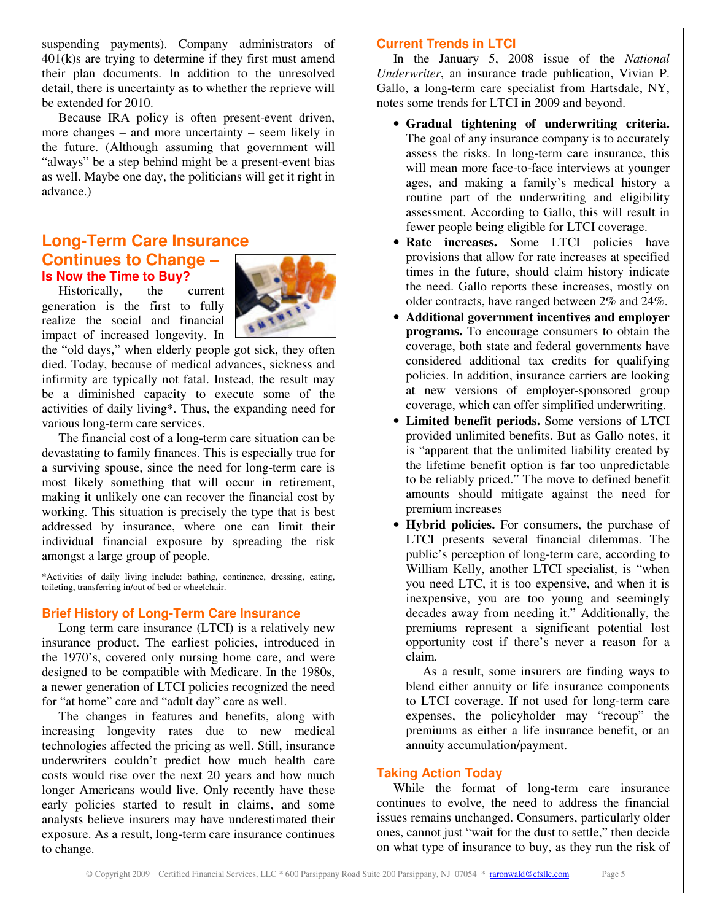suspending payments). Company administrators of 401(k)s are trying to determine if they first must amend their plan documents. In addition to the unresolved detail, there is uncertainty as to whether the reprieve will be extended for 2010.

Because IRA policy is often present-event driven, more changes – and more uncertainty – seem likely in the future. (Although assuming that government will "always" be a step behind might be a present-event bias as well. Maybe one day, the politicians will get it right in advance.)

## Long-Term Care Insurance Continues to Change – 

### Is Now the Time to Buy?

Historically, the current generation is the first to fully realize the social and financial impact of increased longevity. In the "old days," when elderly people got sick, they often died. Today, because of medical advances, sickness and infirmity are typically not fatal. Instead, the result may be a diminished capacity to execute some of the activities of daily living*. Thus, the expanding need for various long-term care services.

The financial cost of a long-term care situation can be devastating to family finances. This is especially true for a surviving spouse, since the need for long-term care is most likely something that will occur in retirement, making it unlikely one can recover the financial cost by working. This situation is precisely the type that is best addressed by insurance, where one can limit their individual financial exposure by spreading the risk amongst a large group of people.

*Activities of daily living include: bathing, continence, dressing, eating, toileting, transferring in/out of bed or wheelchair.

### Brief History of Long-Term Care Insurance

Long term care insurance (LTCI) is a relatively new insurance product. The earliest policies, introduced in the 1970's, covered only nursing home care, and were designed to be compatible with Medicare. In the 1980s, a newer generation of LTCI policies recognized the need for "at home" care and "adult day" care as well.

The changes in features and benefits, along with increasing longevity rates due to new medical technologies affected the pricing as well. Still, insurance underwriters couldn't predict how much health care costs would rise over the next 20 years and how much longer Americans would live. Only recently have these early policies started to result in claims, and some analysts believe insurers may have underestimated their exposure. As a result, long-term care insurance continues to change.

### Current Trends in LTCI

In the January 5, 2008 issue of the *National Underwriter*, an insurance trade publication, Vivian P. Gallo, a long-term care specialist from Hartsdale, NY, notes some trends for LTCI in 2009 and beyond.

- **Gradual tightening of underwriting criteria.** The goal of any insurance company is to accurately assess the risks. In long-term care insurance, this will mean more face-to-face interviews at younger ages, and making a family's medical history a routine part of the underwriting and eligibility assessment. According to Gallo, this will result in fewer people being eligible for LTCI coverage.
- **Rate increases.** Some LTCI policies have provisions that allow for rate increases at specified times in the future, should claim history indicate the need. Gallo reports these increases, mostly on older contracts, have ranged between 2% and 24%.
- **Additional government incentives and employer programs.** To encourage consumers to obtain the coverage, both state and federal governments have considered additional tax credits for qualifying policies. In addition, insurance carriers are looking at new versions of employer-sponsored group coverage, which can offer simplified underwriting.
- **Limited benefit periods.** Some versions of LTCI provided unlimited benefits. But as Gallo notes, it is "apparent that the unlimited liability created by the lifetime benefit option is far too unpredictable to be reliably priced." The move to defined benefit amounts should mitigate against the need for premium increases
- **Hybrid policies.** For consumers, the purchase of LTCI presents several financial dilemmas. The public's perception of long-term care, according to William Kelly, another LTCI specialist, is "when you need LTC, it is too expensive, and when it is inexpensive, you are too young and seemingly decades away from needing it." Additionally, the premiums represent a significant potential lost opportunity cost if there's never a reason for a claim.

  As a result, some insurers are finding ways to blend either annuity or life insurance components to LTCI coverage. If not used for long-term care expenses, the policyholder may "recoup" the premiums as either a life insurance benefit, or an annuity accumulation/payment.

### Taking Action Today

While the format of long-term care insurance continues to evolve, the need to address the financial issues remains unchanged. Consumers, particularly older ones, cannot just "wait for the dust to settle," then decide on what type of insurance to buy, as they run the risk of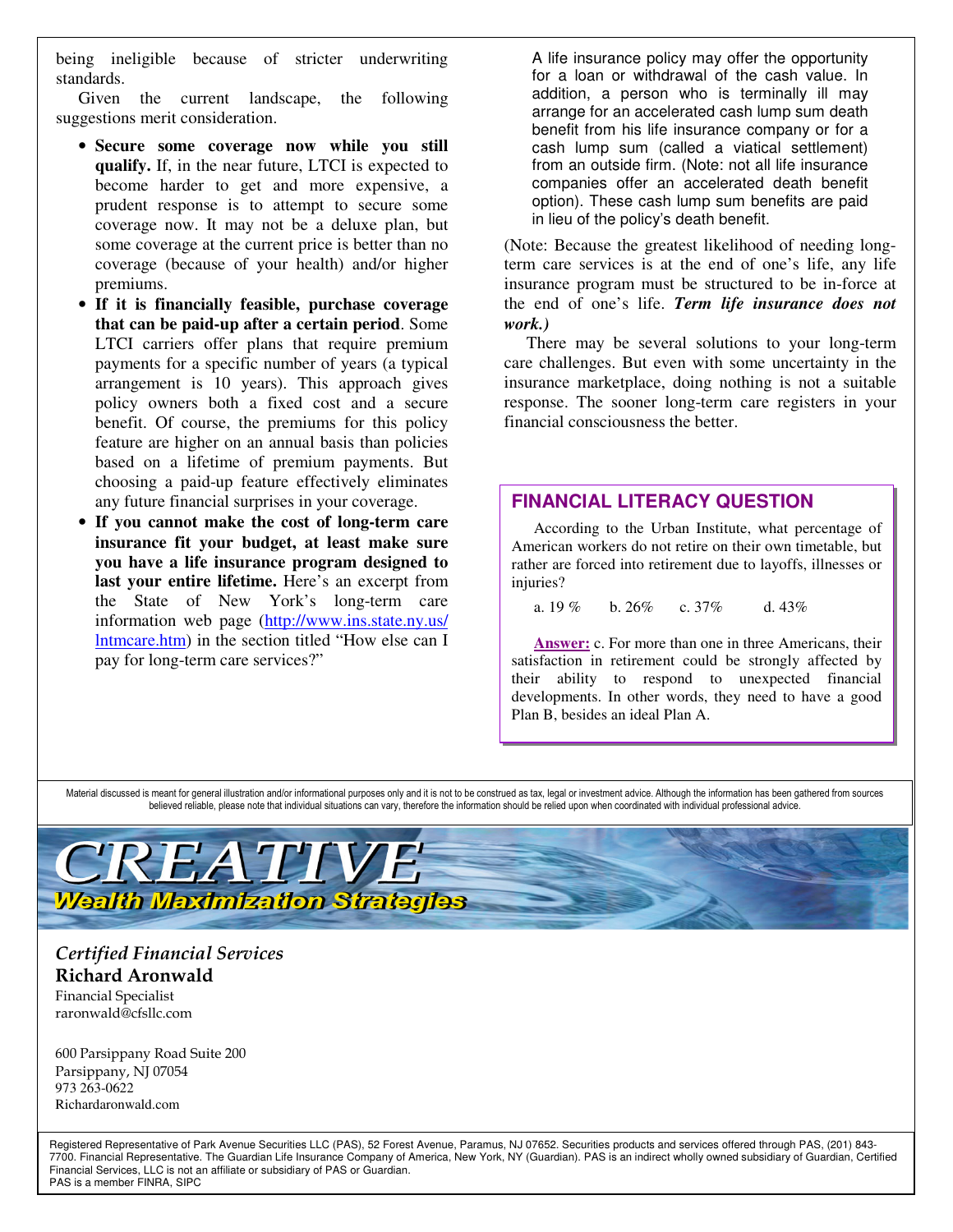being ineligible because of stricter underwriting standards.

Given the current landscape, the following suggestions merit consideration.

- **Secure some coverage now while you still qualify.** If, in the near future, LTCI is expected to become harder to get and more expensive, a prudent response is to attempt to secure some coverage now. It may not be a deluxe plan, but some coverage at the current price is better than no coverage (because of your health) and/or higher premiums.
- **If it is financially feasible, purchase coverage that can be paid-up after a certain period**. Some LTCI carriers offer plans that require premium payments for a specific number of years (a typical arrangement is 10 years). This approach gives policy owners both a fixed cost and a secure benefit. Of course, the premiums for this policy feature are higher on an annual basis than policies based on a lifetime of premium payments. But choosing a paid-up feature effectively eliminates any future financial surprises in your coverage.
- **If you cannot make the cost of long-term care insurance fit your budget, at least make sure you have a life insurance program designed to last your entire lifetime.** Here's an excerpt from the State of New York's long-term care information web page (http://www.ins.state.ny.us/lntmcare.htm) in the section titled "How else can I pay for long-term care services?"

> A life insurance policy may offer the opportunity for a loan or withdrawal of the cash value. In addition, a person who is terminally ill may arrange for an accelerated cash lump sum death benefit from his life insurance company or for a cash lump sum (called a viatical settlement) from an outside firm. (Note: not all life insurance companies offer an accelerated death benefit option). These cash lump sum benefits are paid in lieu of the policy's death benefit.

(Note: Because the greatest likelihood of needing long-term care services is at the end of one's life, any life insurance program must be structured to be in-force at the end of one's life. ***Term life insurance does not work.)***

There may be several solutions to your long-term care challenges. But even with some uncertainty in the insurance marketplace, doing nothing is not a suitable response. The sooner long-term care registers in your financial consciousness the better.

## FINANCIAL LITERACY QUESTION

According to the Urban Institute, what percentage of American workers do not retire on their own timetable, but rather are forced into retirement due to layoffs, illnesses or injuries?

a. 19 % b. 26% c. 37% d. 43%

**Answer:** c. For more than one in three Americans, their satisfaction in retirement could be strongly affected by their ability to respond to unexpected financial developments. In other words, they need to have a good Plan B, besides an ideal Plan A.

Material discussed is meant for general illustration and/or informational purposes only and it is not to be construed as tax, legal or investment advice. Although the information has been gathered from sources believed reliable, please note that individual situations can vary, therefore the information should be relied upon when coordinated with individual professional advice.

# CREATIVE
## Wealth Maximization Strategies

*Certified Financial Services*
**Richard Aronwald**
Financial Specialist
raronwald@cfsllc.com

600 Parsippany Road Suite 200
Parsippany, NJ 07054
973 263-0622
Richardaronwald.com

Registered Representative of Park Avenue Securities LLC (PAS), 52 Forest Avenue, Paramus, NJ 07652. Securities products and services offered through PAS, (201) 843-7700. Financial Representative. The Guardian Life Insurance Company of America, New York, NY (Guardian). PAS is an indirect wholly owned subsidiary of Guardian, Certified Financial Services, LLC is not an affiliate or subsidiary of PAS or Guardian.
PAS is a member FINRA, SIPC